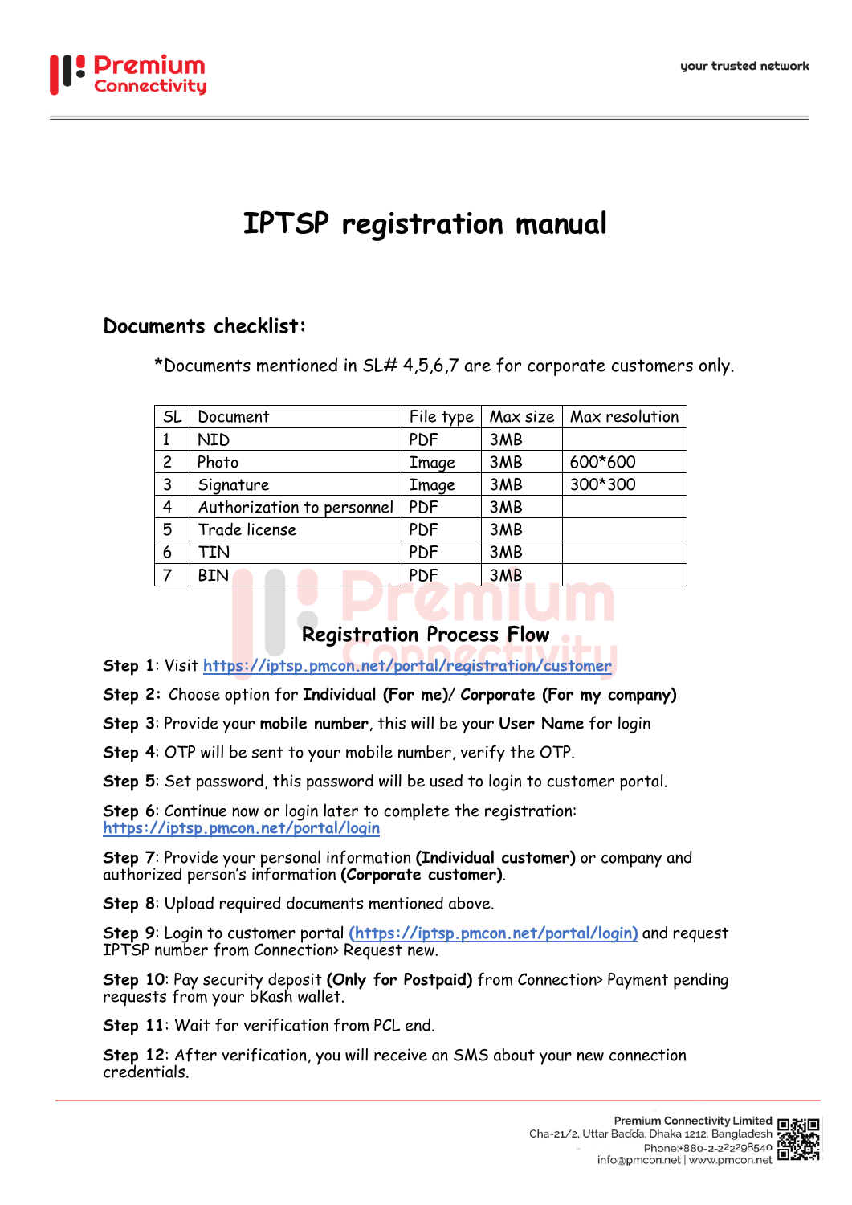# IPTSP registration manual

## Documents checklist:

*Documents mentioned in SL# 4,5,6,7 are for corporate customers only.

| SL | Document | File type | Max size | Max resolution |
|---|---|---|---|---|
| 1 | NID | PDF | 3MB | |
| 2 | Photo | Image | 3MB | 600*600 |
| 3 | Signature | Image | 3MB | 300*300 |
| 4 | Authorization to personnel | PDF | 3MB | |
| 5 | Trade license | PDF | 3MB | |
| 6 | TIN | PDF | 3MB | |
| 7 | BIN | PDF | 3MB | |

## Registration Process Flow

**Step 1**: Visit https://iptsp.pmcon.net/portal/registration/customer

**Step 2:** Choose option for **Individual (For me)**/ **Corporate (For my company)**

**Step 3**: Provide your **mobile number**, this will be your **User Name** for login

**Step 4**: OTP will be sent to your mobile number, verify the OTP.

**Step 5**: Set password, this password will be used to login to customer portal.

**Step 6**: Continue now or login later to complete the registration: https://iptsp.pmcon.net/portal/login

**Step 7**: Provide your personal information **(Individual customer)** or company and authorized person's information **(Corporate customer)**.

**Step 8**: Upload required documents mentioned above.

**Step 9**: Login to customer portal (https://iptsp.pmcon.net/portal/login) and request IPTSP number from Connection> Request new.

**Step 10**: Pay security deposit **(Only for Postpaid)** from Connection> Payment pending requests from your bKash wallet.

**Step 11**: Wait for verification from PCL end.

**Step 12**: After verification, you will receive an SMS about your new connection credentials.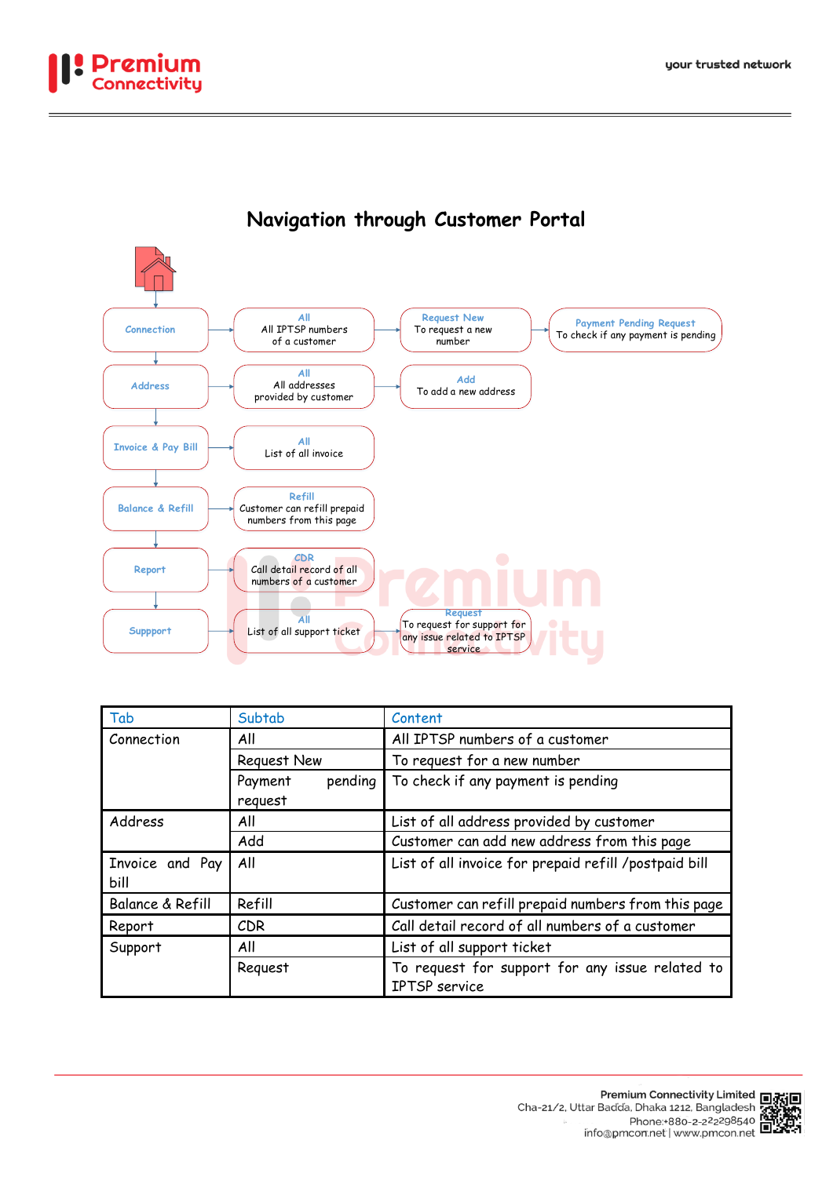# Navigation through Customer Portal

Connection
All
All IPTSP numbers of a customer
Request New
To request a new number
Payment Pending Request
To check if any payment is pending

Address
All
All addresses provided by customer
Add
To add a new address

Invoice & Pay Bill
All
List of all invoice

Balance & Refill
Refill
Customer can refill prepaid numbers from this page

Report
CDR
Call detail record of all numbers of a customer

Suppport
All
List of all support ticket
Request
To request for support for any issue related to IPTSP service

| Tab | Subtab | Content |
|---|---|---|
| Connection | All | All IPTSP numbers of a customer |
| | Request New | To request for a new number |
| | Payment pending request | To check if any payment is pending |
| Address | All | List of all address provided by customer |
| | Add | Customer can add new address from this page |
| Invoice and Pay bill | All | List of all invoice for prepaid refill /postpaid bill |
| Balance & Refill | Refill | Customer can refill prepaid numbers from this page |
| Report | CDR | Call detail record of all numbers of a customer |
| Support | All | List of all support ticket |
| | Request | To request for support for any issue related to IPTSP service |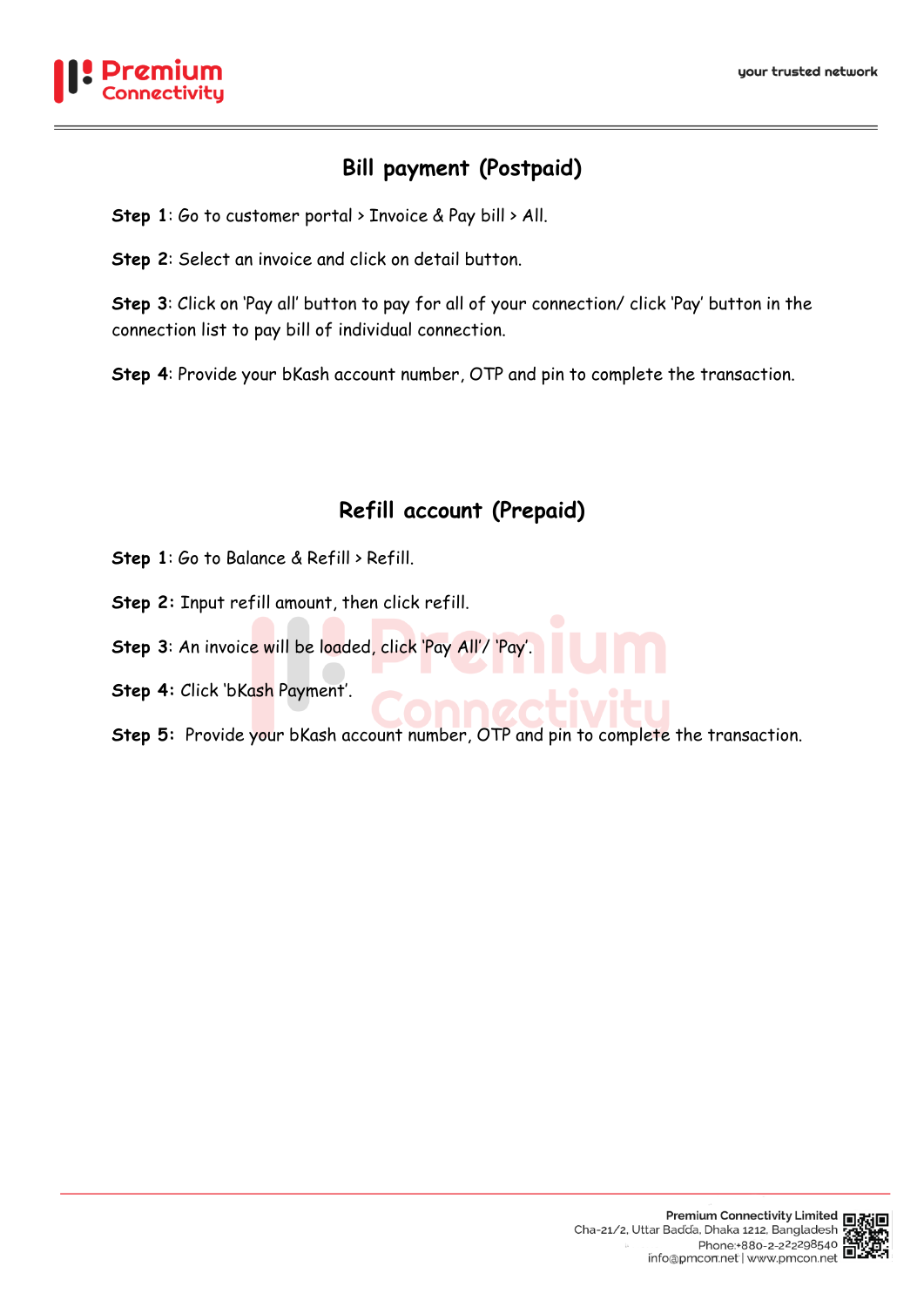## Bill payment (Postpaid)

**Step 1**: Go to customer portal > Invoice & Pay bill > All.

**Step 2**: Select an invoice and click on detail button.

**Step 3**: Click on 'Pay all' button to pay for all of your connection/ click 'Pay' button in the connection list to pay bill of individual connection.

**Step 4**: Provide your bKash account number, OTP and pin to complete the transaction.

## Refill account (Prepaid)

**Step 1**: Go to Balance & Refill > Refill.

**Step 2:** Input refill amount, then click refill.

**Step 3**: An invoice will be loaded, click 'Pay All'/ 'Pay'.

**Step 4:** Click 'bKash Payment'.

**Step 5:** Provide your bKash account number, OTP and pin to complete the transaction.